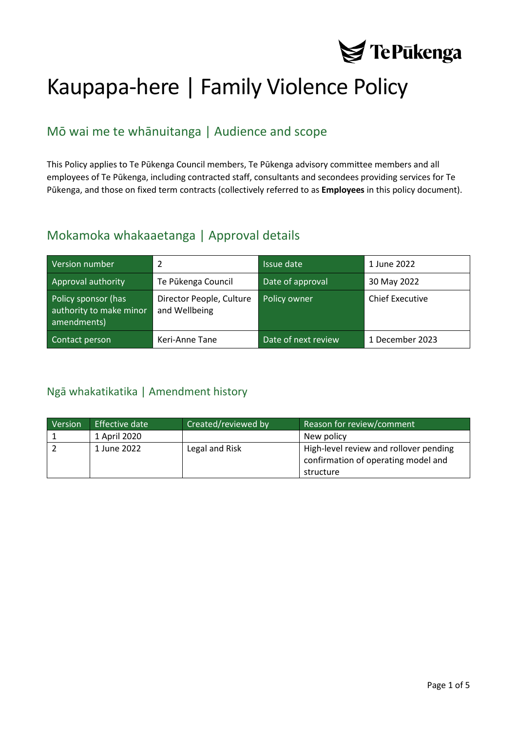# Kaupapa-here | Family Violence Policy

## Mō wai me te whānuitanga | Audience and scope

This Policy applies to Te Pūkenga Council members, Te Pūkenga advisory committee members and all employees of Te Pūkenga, including contracted staff, consultants and secondees providing services for Te Pūkenga, and those on fixed term contracts (collectively referred to as **Employees** in this policy document).

## Mokamoka whakaaetanga | Approval details

| | | | |
|---|---|---|---|
| Version number | 2 | Issue date | 1 June 2022 |
| Approval authority | Te Pūkenga Council | Date of approval | 30 May 2022 |
| Policy sponsor (has authority to make minor amendments) | Director People, Culture and Wellbeing | Policy owner | Chief Executive |
| Contact person | Keri-Anne Tane | Date of next review | 1 December 2023 |

## Ngā whakatikatika | Amendment history

| Version | Effective date | Created/reviewed by | Reason for review/comment |
|---|---|---|---|
| 1 | 1 April 2020 | | New policy |
| 2 | 1 June 2022 | Legal and Risk | High-level review and rollover pending confirmation of operating model and structure |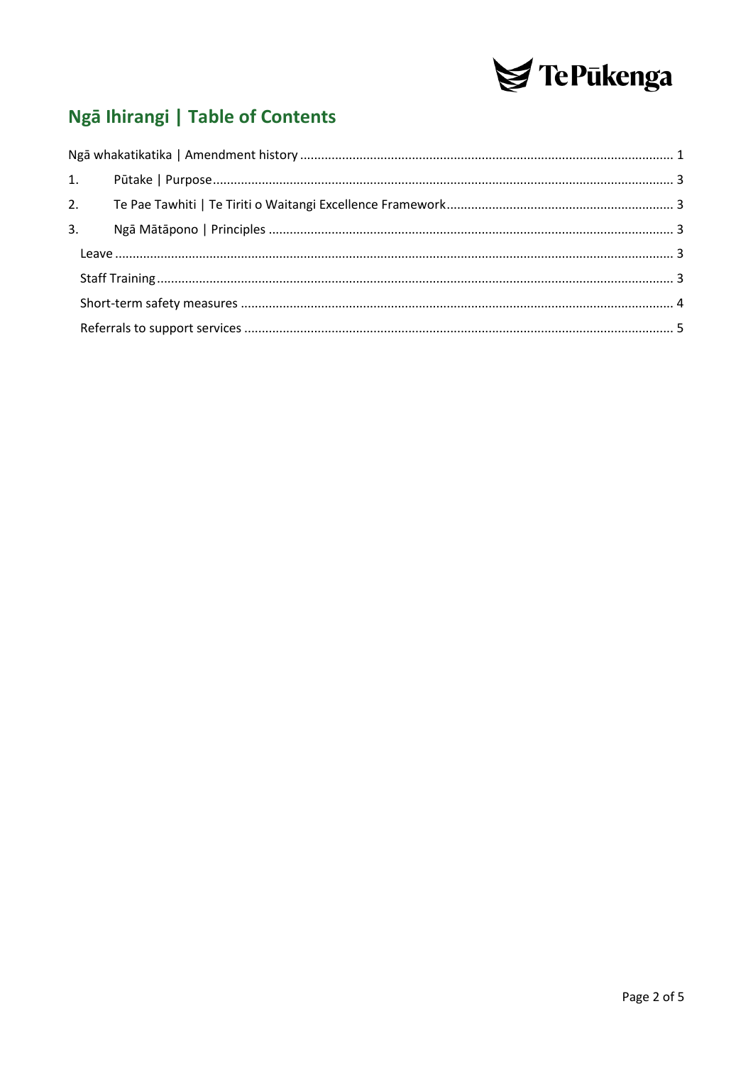## Ngā Ihirangi | Table of Contents

Ngā whakatikatika | Amendment history ........................................................................................................ 1

1. Pūtake | Purpose ........................................................................................................ 3

2. Te Pae Tawhiti | Te Tiriti o Waitangi Excellence Framework ........................................................................................................ 3

3. Ngā Mātāpono | Principles ........................................................................................................ 3

   Leave ........................................................................................................ 3

   Staff Training ........................................................................................................ 3

   Short-term safety measures ........................................................................................................ 4

   Referrals to support services ........................................................................................................ 5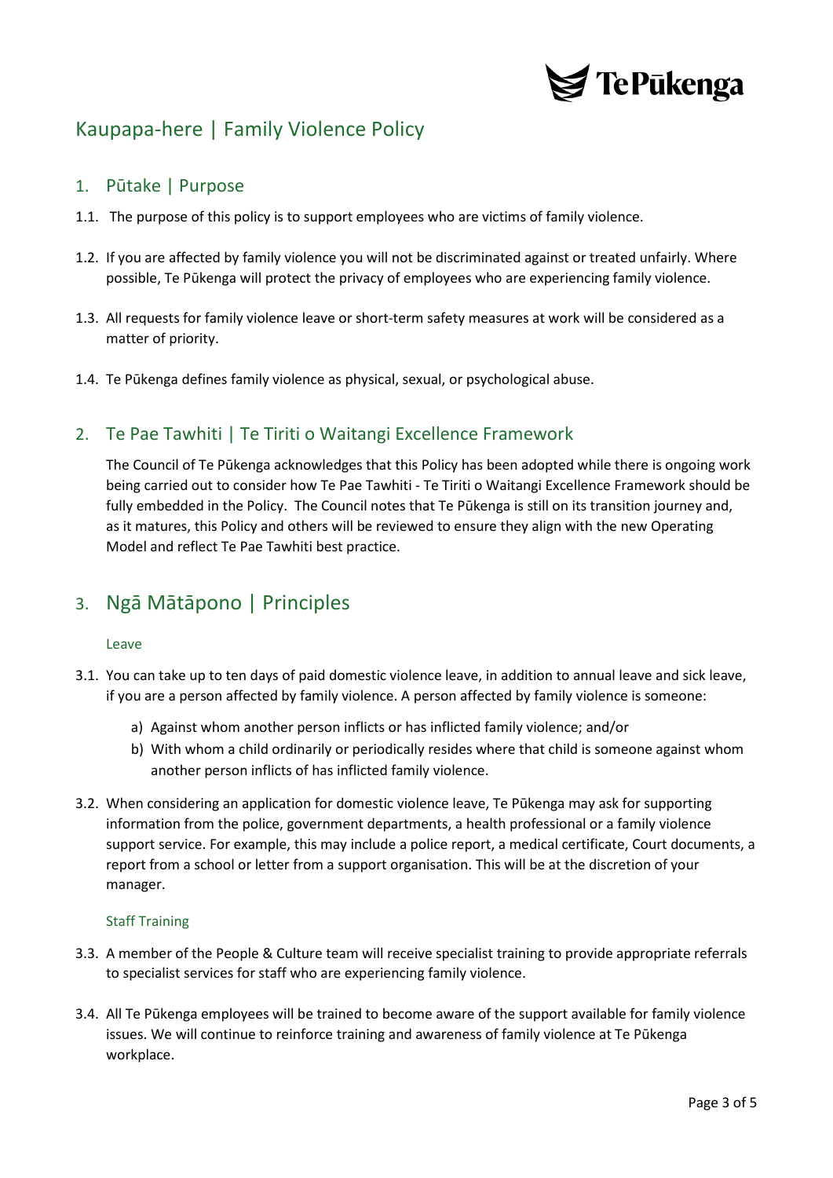# Kaupapa-here | Family Violence Policy

## 1. Pūtake | Purpose

1.1. The purpose of this policy is to support employees who are victims of family violence.

1.2. If you are affected by family violence you will not be discriminated against or treated unfairly. Where possible, Te Pūkenga will protect the privacy of employees who are experiencing family violence.

1.3. All requests for family violence leave or short-term safety measures at work will be considered as a matter of priority.

1.4. Te Pūkenga defines family violence as physical, sexual, or psychological abuse.

## 2. Te Pae Tawhiti | Te Tiriti o Waitangi Excellence Framework

The Council of Te Pūkenga acknowledges that this Policy has been adopted while there is ongoing work being carried out to consider how Te Pae Tawhiti - Te Tiriti o Waitangi Excellence Framework should be fully embedded in the Policy. The Council notes that Te Pūkenga is still on its transition journey and, as it matures, this Policy and others will be reviewed to ensure they align with the new Operating Model and reflect Te Pae Tawhiti best practice.

## 3. Ngā Mātāpono | Principles

### Leave

3.1. You can take up to ten days of paid domestic violence leave, in addition to annual leave and sick leave, if you are a person affected by family violence. A person affected by family violence is someone:

a) Against whom another person inflicts or has inflicted family violence; and/or
b) With whom a child ordinarily or periodically resides where that child is someone against whom another person inflicts of has inflicted family violence.

3.2. When considering an application for domestic violence leave, Te Pūkenga may ask for supporting information from the police, government departments, a health professional or a family violence support service. For example, this may include a police report, a medical certificate, Court documents, a report from a school or letter from a support organisation. This will be at the discretion of your manager.

### Staff Training

3.3. A member of the People & Culture team will receive specialist training to provide appropriate referrals to specialist services for staff who are experiencing family violence.

3.4. All Te Pūkenga employees will be trained to become aware of the support available for family violence issues. We will continue to reinforce training and awareness of family violence at Te Pūkenga workplace.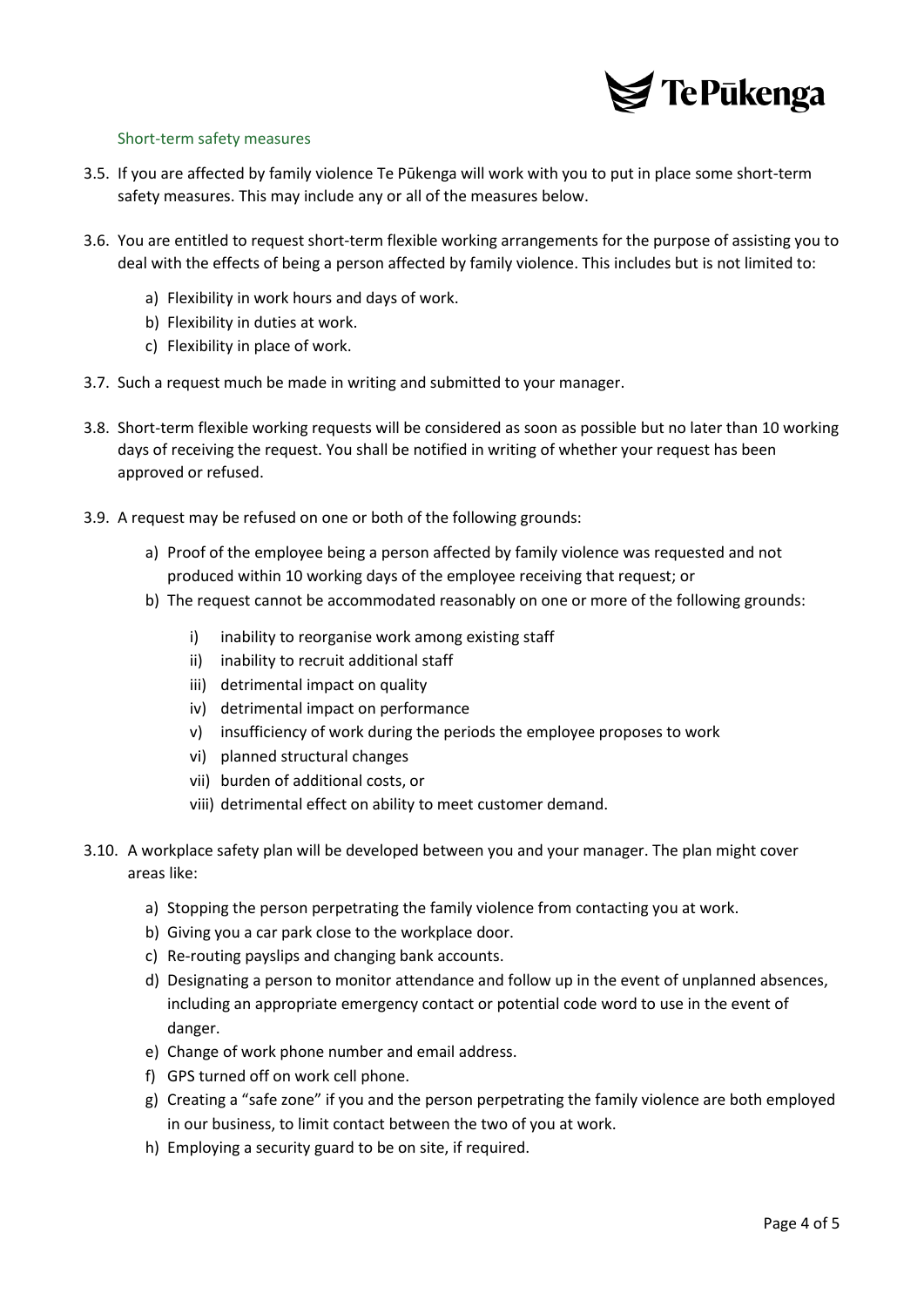### Short-term safety measures

3.5. If you are affected by family violence Te Pūkenga will work with you to put in place some short-term safety measures. This may include any or all of the measures below.

3.6. You are entitled to request short-term flexible working arrangements for the purpose of assisting you to deal with the effects of being a person affected by family violence. This includes but is not limited to:

a) Flexibility in work hours and days of work.
b) Flexibility in duties at work.
c) Flexibility in place of work.

3.7. Such a request much be made in writing and submitted to your manager.

3.8. Short-term flexible working requests will be considered as soon as possible but no later than 10 working days of receiving the request. You shall be notified in writing of whether your request has been approved or refused.

3.9. A request may be refused on one or both of the following grounds:

a) Proof of the employee being a person affected by family violence was requested and not produced within 10 working days of the employee receiving that request; or
b) The request cannot be accommodated reasonably on one or more of the following grounds:
    i) inability to reorganise work among existing staff
    ii) inability to recruit additional staff
    iii) detrimental impact on quality
    iv) detrimental impact on performance
    v) insufficiency of work during the periods the employee proposes to work
    vi) planned structural changes
    vii) burden of additional costs, or
    viii) detrimental effect on ability to meet customer demand.

3.10. A workplace safety plan will be developed between you and your manager. The plan might cover areas like:

a) Stopping the person perpetrating the family violence from contacting you at work.
b) Giving you a car park close to the workplace door.
c) Re-routing payslips and changing bank accounts.
d) Designating a person to monitor attendance and follow up in the event of unplanned absences, including an appropriate emergency contact or potential code word to use in the event of danger.
e) Change of work phone number and email address.
f) GPS turned off on work cell phone.
g) Creating a "safe zone" if you and the person perpetrating the family violence are both employed in our business, to limit contact between the two of you at work.
h) Employing a security guard to be on site, if required.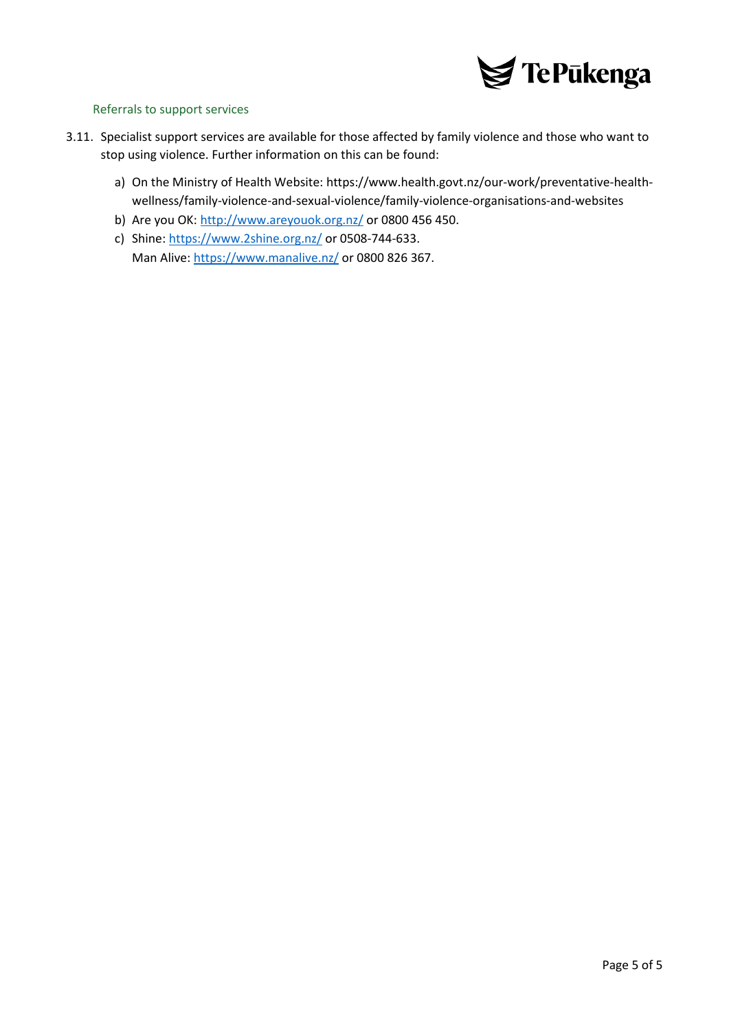### Referrals to support services

3.11. Specialist support services are available for those affected by family violence and those who want to stop using violence. Further information on this can be found:

a) On the Ministry of Health Website: https://www.health.govt.nz/our-work/preventative-health-wellness/family-violence-and-sexual-violence/family-violence-organisations-and-websites
b) Are you OK: [http://www.areyouok.org.nz/](http://www.areyouok.org.nz/) or 0800 456 450.
c) Shine: [https://www.2shine.org.nz/](https://www.2shine.org.nz/) or 0508-744-633.
Man Alive: [https://www.manalive.nz/](https://www.manalive.nz/) or 0800 826 367.